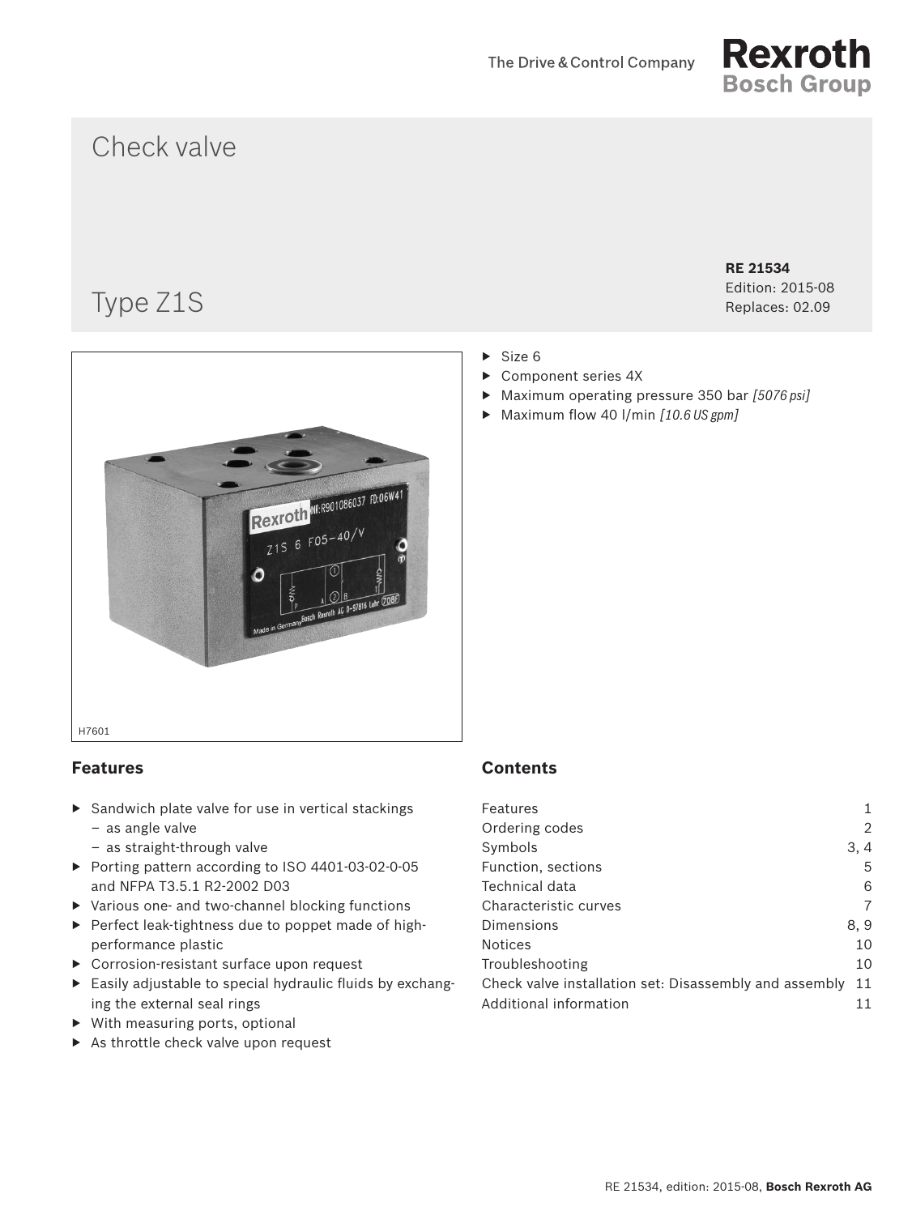The Drive & Control Company

Rexroth
Bosch Group

# Check valve

# Type Z1S

**RE 21534**
Edition: 2015-08
Replaces: 02.09

H7601

- Size 6
- Component series 4X
- Maximum operating pressure 350 bar *[5076 psi]*
- Maximum flow 40 l/min *[10.6 US gpm]*

## Features

- Sandwich plate valve for use in vertical stackings
  - as angle valve
  - as straight-through valve
- Porting pattern according to ISO 4401-03-02-0-05 and NFPA T3.5.1 R2-2002 D03
- Various one- and two-channel blocking functions
- Perfect leak-tightness due to poppet made of high-performance plastic
- Corrosion-resistant surface upon request
- Easily adjustable to special hydraulic fluids by exchanging the external seal rings
- With measuring ports, optional
- As throttle check valve upon request

## Contents

| | |
|---|---|
| Features | 1 |
| Ordering codes | 2 |
| Symbols | 3, 4 |
| Function, sections | 5 |
| Technical data | 6 |
| Characteristic curves | 7 |
| Dimensions | 8, 9 |
| Notices | 10 |
| Troubleshooting | 10 |
| Check valve installation set: Disassembly and assembly | 11 |
| Additional information | 11 |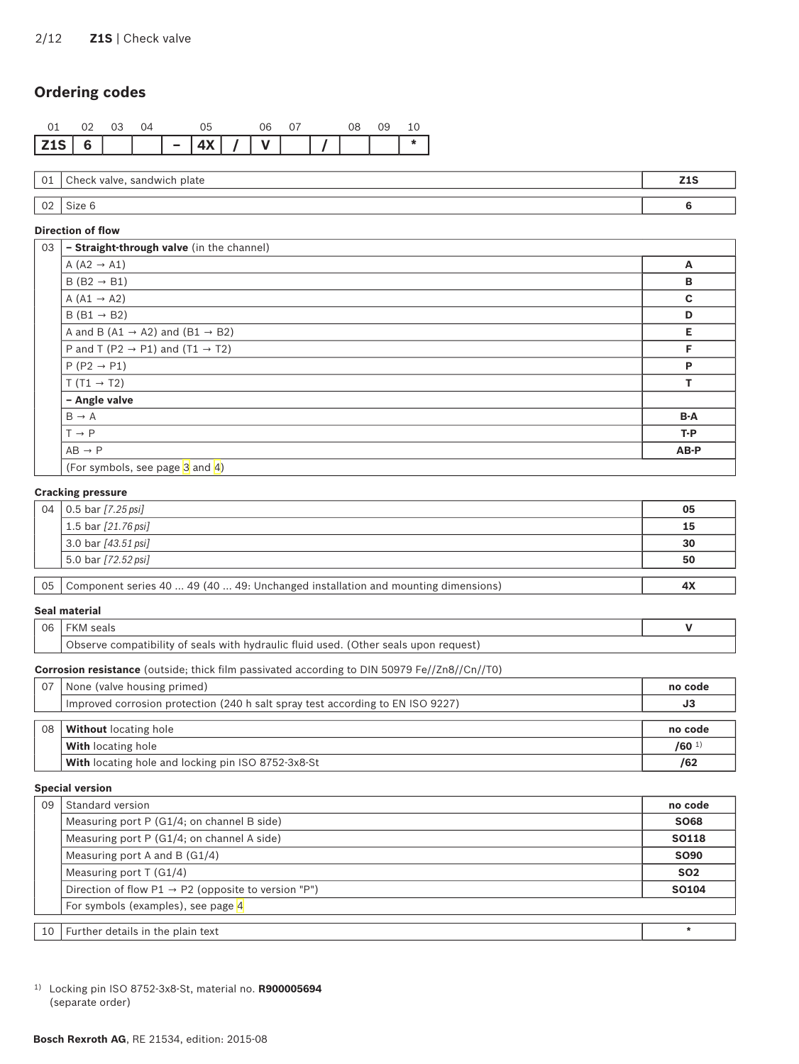## Ordering codes

| 01 | 02 | 03 | 04 | | 05 | | 06 | 07 | | 08 | 09 | 10 |
|---|---|---|---|---|---|---|---|---|---|---|---|---|
| Z1S | 6 | | | – | 4X | / | V | | / | | | * |

| | | |
|---|---|---|
| 01 | Check valve, sandwich plate | **Z1S** |
| 02 | Size 6 | **6** |

**Direction of flow**

| | | |
|---|---|---|
| 03 | **– Straight-through valve** (in the channel) | |
| | A (A2 → A1) | **A** |
| | B (B2 → B1) | **B** |
| | A (A1 → A2) | **C** |
| | B (B1 → B2) | **D** |
| | A and B (A1 → A2) and (B1 → B2) | **E** |
| | P and T (P2 → P1) and (T1 → T2) | **F** |
| | P (P2 → P1) | **P** |
| | T (T1 → T2) | **T** |
| | **– Angle valve** | |
| | B → A | **B-A** |
| | T → P | **T-P** |
| | AB → P | **AB-P** |
| | (For symbols, see page 3 and 4) | |

**Cracking pressure**

| | | |
|---|---|---|
| 04 | 0.5 bar *[7.25 psi]* | **05** |
| | 1.5 bar *[21.76 psi]* | **15** |
| | 3.0 bar *[43.51 psi]* | **30** |
| | 5.0 bar *[72.52 psi]* | **50** |

| | | |
|---|---|---|
| 05 | Component series 40 ... 49 (40 ... 49: Unchanged installation and mounting dimensions) | **4X** |

**Seal material**

| | | |
|---|---|---|
| 06 | FKM seals | **V** |
| | Observe compatibility of seals with hydraulic fluid used. (Other seals upon request) | |

**Corrosion resistance** (outside; thick film passivated according to DIN 50979 Fe//Zn8//Cn//T0)

| | | |
|---|---|---|
| 07 | None (valve housing primed) | **no code** |
| | Improved corrosion protection (240 h salt spray test according to EN ISO 9227) | **J3** |

| | | |
|---|---|---|
| 08 | **Without** locating hole | **no code** |
| | **With** locating hole | **/60** [1] |
| | **With** locating hole and locking pin ISO 8752-3x8-St | **/62** |

**Special version**

| | | |
|---|---|---|
| 09 | Standard version | **no code** |
| | Measuring port P (G1/4; on channel B side) | **SO68** |
| | Measuring port P (G1/4; on channel A side) | **SO118** |
| | Measuring port A and B (G1/4) | **SO90** |
| | Measuring port T (G1/4) | **SO2** |
| | Direction of flow P1 → P2 (opposite to version "P") | **SO104** |
| | For symbols (examples), see page 4 | |

| | | |
|---|---|---|
| 10 | Further details in the plain text | **\*** |

[1] Locking pin ISO 8752-3x8-St, material no. **R900005694** (separate order)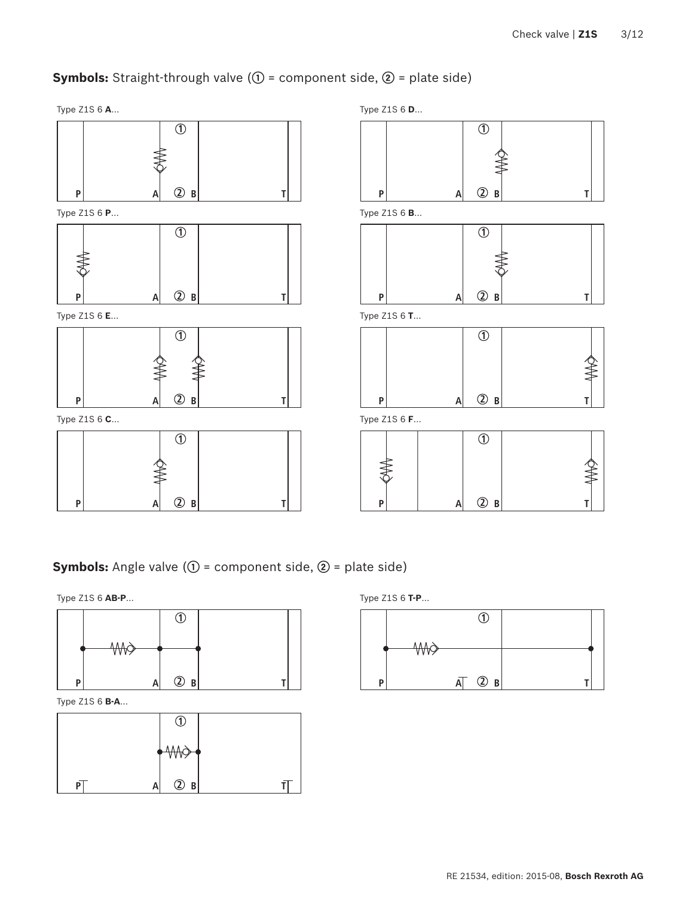## **Symbols:** Straight-through valve (① = component side, ② = plate side)

Type Z1S 6 **A**...

① P A ② B T

Type Z1S 6 **D**...

① P A ② B T

Type Z1S 6 **P**...

① P A ② B T

Type Z1S 6 **B**...

① P A ② B T

Type Z1S 6 **E**...

① P A ② B T

Type Z1S 6 **T**...

① P A ② B T

Type Z1S 6 **C**...

① P A ② B T

Type Z1S 6 **F**...

① P A ② B T

## **Symbols:** Angle valve (① = component side, ② = plate side)

Type Z1S 6 **AB-P**...

① P A ② B T

Type Z1S 6 **T-P**...

① P A ② B T

Type Z1S 6 **B-A**...

① P A ② B T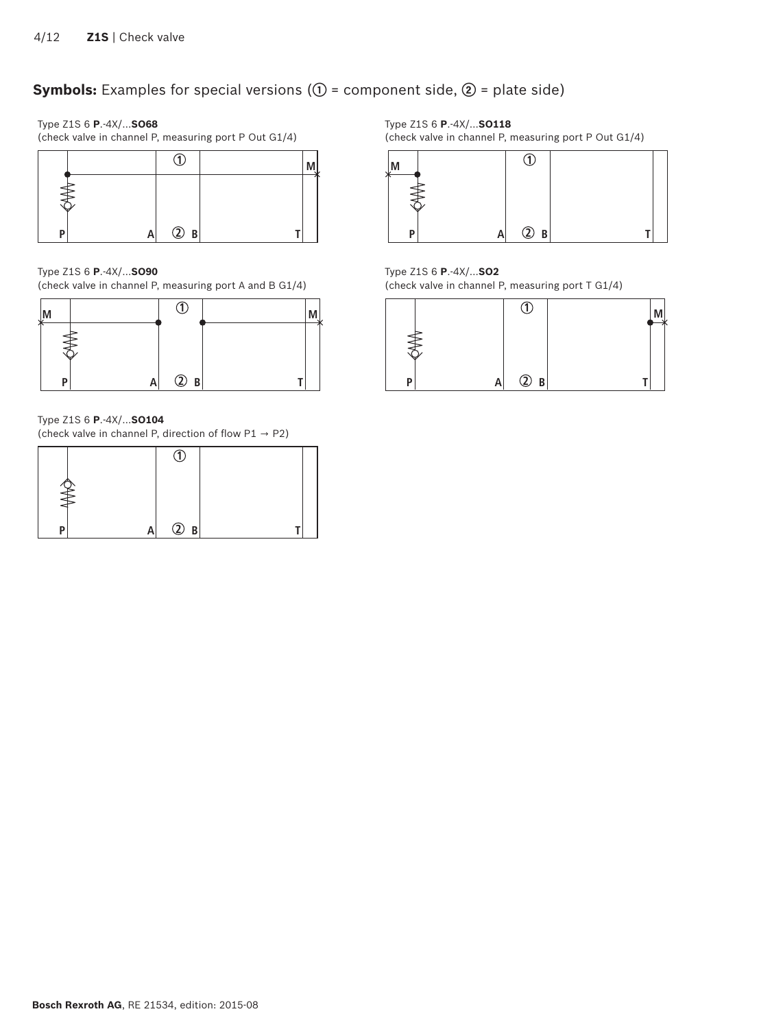## **Symbols:** Examples for special versions (① = component side, ② = plate side)

Type Z1S 6 **P**.-4X/...**SO68**
(check valve in channel P, measuring port P Out G1/4)

①
M
P A ② B T

Type Z1S 6 **P**.-4X/...**SO118**
(check valve in channel P, measuring port P Out G1/4)

M ①
P A ② B T

Type Z1S 6 **P**.-4X/...**SO90**
(check valve in channel P, measuring port A and B G1/4)

M ① M
P A ② B T

Type Z1S 6 **P**.-4X/...**SO2**
(check valve in channel P, measuring port T G1/4)

① M
P A ② B T

Type Z1S 6 **P**.-4X/...**SO104**
(check valve in channel P, direction of flow P1 → P2)

①
P A ② B T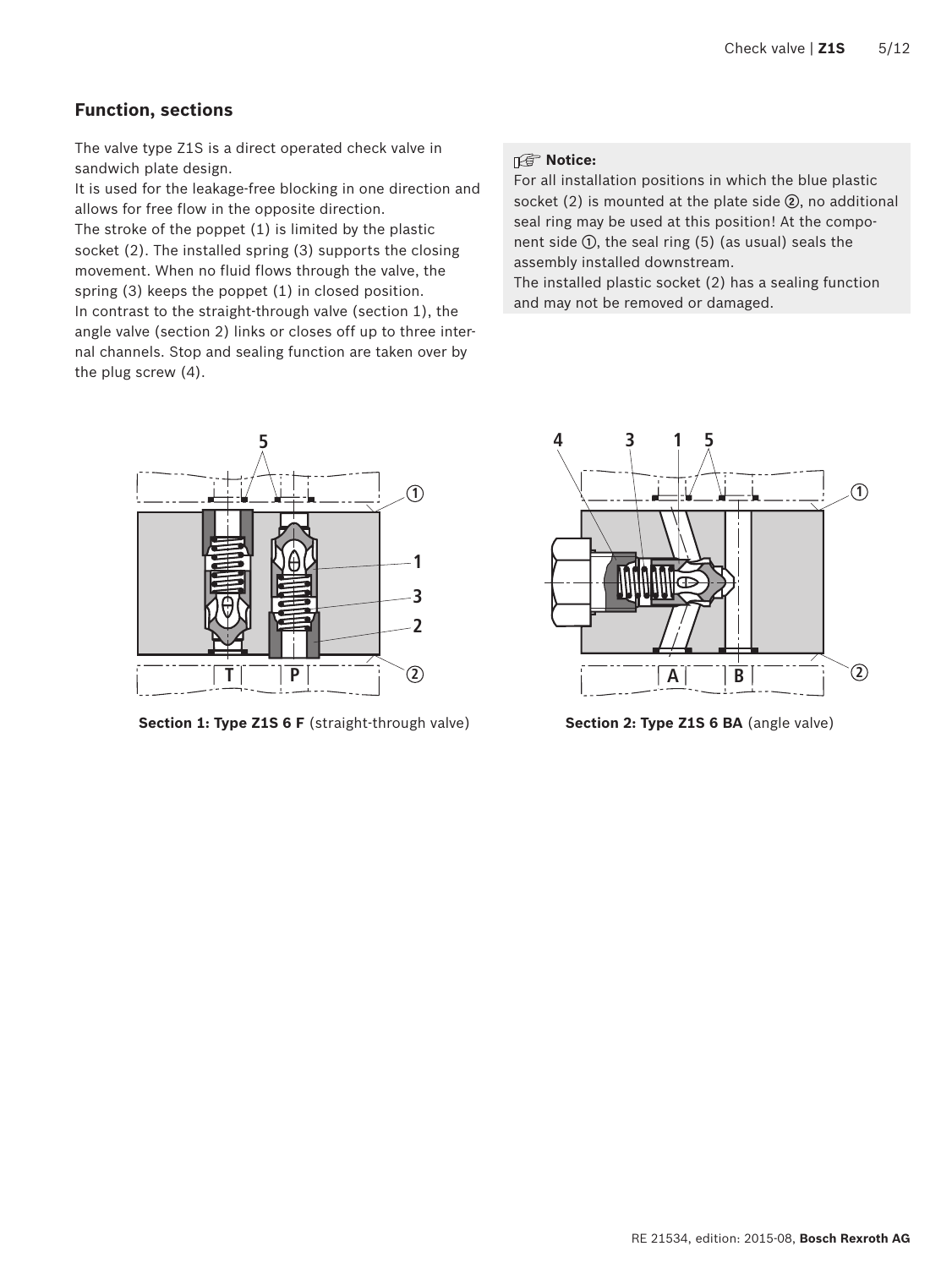## Function, sections

The valve type Z1S is a direct operated check valve in sandwich plate design.
It is used for the leakage-free blocking in one direction and allows for free flow in the opposite direction.
The stroke of the poppet (1) is limited by the plastic socket (2). The installed spring (3) supports the closing movement. When no fluid flows through the valve, the spring (3) keeps the poppet (1) in closed position.
In contrast to the straight-through valve (section 1), the angle valve (section 2) links or closes off up to three internal channels. Stop and sealing function are taken over by the plug screw (4).

**Notice:**
For all installation positions in which the blue plastic socket (2) is mounted at the plate side ②, no additional seal ring may be used at this position! At the component side ①, the seal ring (5) (as usual) seals the assembly installed downstream.
The installed plastic socket (2) has a sealing function and may not be removed or damaged.

**Section 1: Type Z1S 6 F** (straight-through valve)

**Section 2: Type Z1S 6 BA** (angle valve)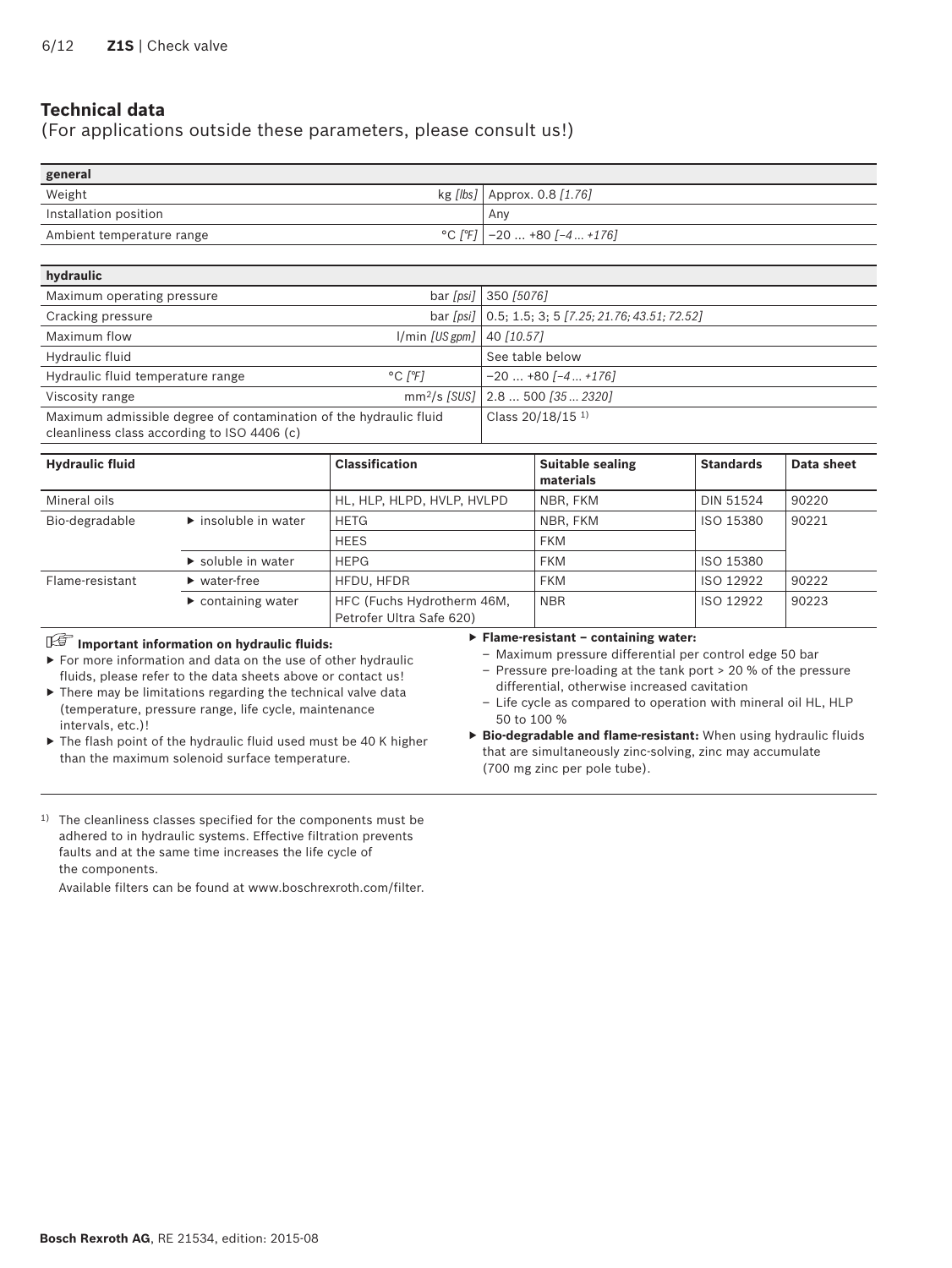## Technical data

(For applications outside these parameters, please consult us!)

| general | | |
|---|---|---|
| Weight | kg *[lbs]* | Approx. 0.8 *[1.76]* |
| Installation position | | Any |
| Ambient temperature range | °C *[°F]* | −20 ... +80 *[−4 ... +176]* |

| hydraulic | | |
|---|---|---|
| Maximum operating pressure | bar *[psi]* | 350 *[5076]* |
| Cracking pressure | bar *[psi]* | 0.5; 1.5; 3; 5 *[7.25; 21.76; 43.51; 72.52]* |
| Maximum flow | l/min *[US gpm]* | 40 *[10.57]* |
| Hydraulic fluid | | See table below |
| Hydraulic fluid temperature range | °C *[°F]* | −20 ... +80 *[−4 ... +176]* |
| Viscosity range | $mm^2/s$ *[SUS]* | 2.8 ... 500 *[35 ... 2320]* |
| Maximum admissible degree of contamination of the hydraulic fluid cleanliness class according to ISO 4406 (c) | | Class 20/18/15 [1] |

| Hydraulic fluid | | Classification | Suitable sealing materials | Standards | Data sheet |
|---|---|---|---|---|---|
| Mineral oils | | HL, HLP, HLPD, HVLP, HVLPD | NBR, FKM | DIN 51524 | 90220 |
| Bio-degradable | ▶ insoluble in water | HETG | NBR, FKM | ISO 15380 | 90221 |
| | | HEES | FKM | | |
| | ▶ soluble in water | HEPG | FKM | ISO 15380 | |
| Flame-resistant | ▶ water-free | HFDU, HFDR | FKM | ISO 12922 | 90222 |
| | ▶ containing water | HFC (Fuchs Hydrotherm 46M, Petrofer Ultra Safe 620) | NBR | ISO 12922 | 90223 |

**Important information on hydraulic fluids:**

- For more information and data on the use of other hydraulic fluids, please refer to the data sheets above or contact us!
- There may be limitations regarding the technical valve data (temperature, pressure range, life cycle, maintenance intervals, etc.)!
- The flash point of the hydraulic fluid used must be 40 K higher than the maximum solenoid surface temperature.
- **Flame-resistant – containing water:**
  - Maximum pressure differential per control edge 50 bar
  - Pressure pre-loading at the tank port > 20 % of the pressure differential, otherwise increased cavitation
  - Life cycle as compared to operation with mineral oil HL, HLP 50 to 100 %
- **Bio-degradable and flame-resistant:** When using hydraulic fluids that are simultaneously zinc-solving, zinc may accumulate (700 mg zinc per pole tube).

[1] The cleanliness classes specified for the components must be adhered to in hydraulic systems. Effective filtration prevents faults and at the same time increases the life cycle of the components.
Available filters can be found at www.boschrexroth.com/filter.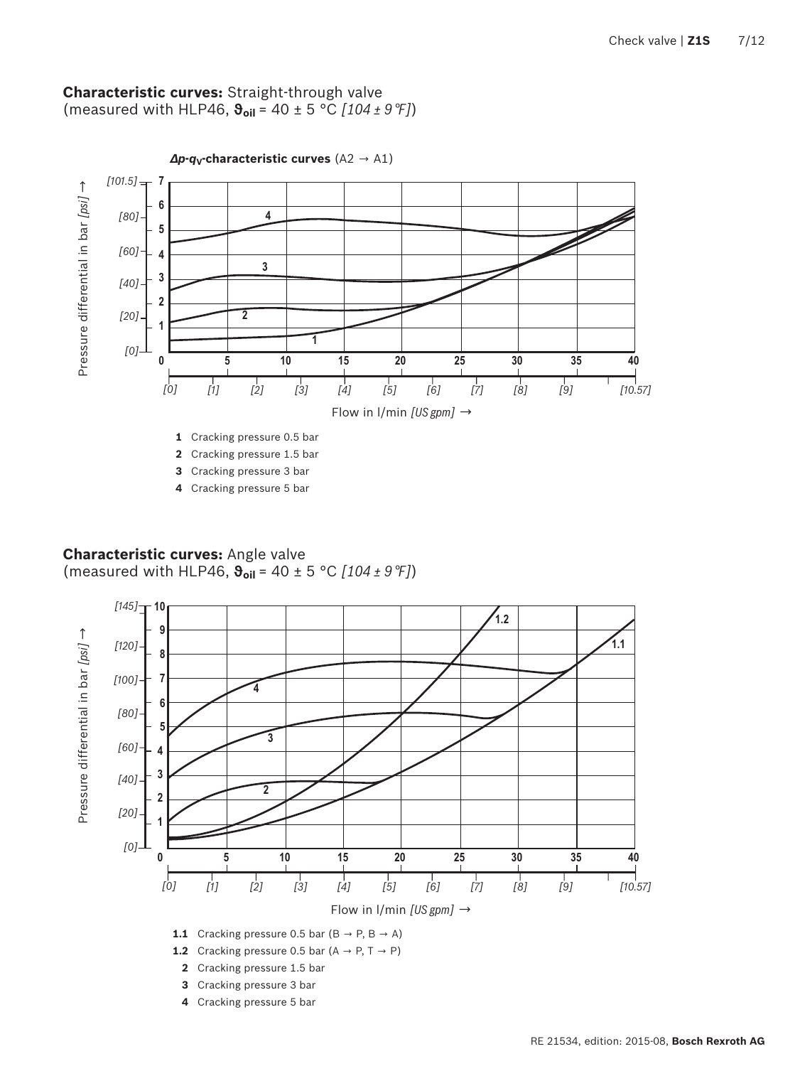**Characteristic curves:** Straight-through valve
(measured with HLP46, $\vartheta_{oil}$ = 40 ± 5 °C *[104 ± 9 °F]*)

***Δp*-*q*$_V$-characteristic curves** (A2 → A1)

Pressure differential in bar *[psi]* →

Flow in l/min *[US gpm]* →

**1** Cracking pressure 0.5 bar
**2** Cracking pressure 1.5 bar
**3** Cracking pressure 3 bar
**4** Cracking pressure 5 bar

**Characteristic curves:** Angle valve
(measured with HLP46, $\vartheta_{oil}$ = 40 ± 5 °C *[104 ± 9 °F]*)

Pressure differential in bar *[psi]* →

Flow in l/min *[US gpm]* →

**1.1** Cracking pressure 0.5 bar (B → P, B → A)
**1.2** Cracking pressure 0.5 bar (A → P, T → P)
**2** Cracking pressure 1.5 bar
**3** Cracking pressure 3 bar
**4** Cracking pressure 5 bar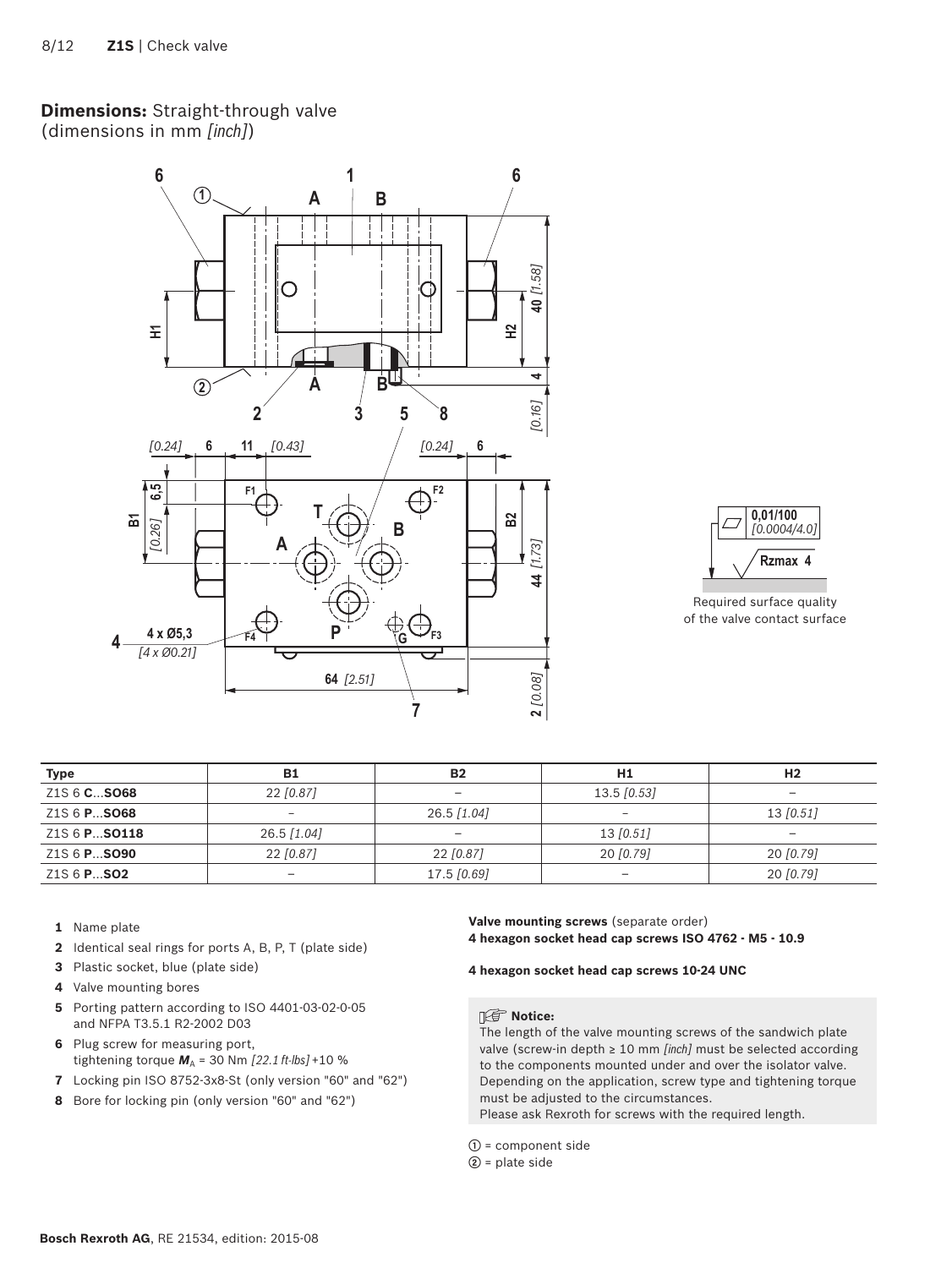## **Dimensions:** Straight-through valve (dimensions in mm *[inch]*)

Required surface quality of the valve contact surface

| Type | B1 | B2 | H1 | H2 |
|---|---|---|---|---|
| Z1S 6 **C**...**SO68** | 22 *[0.87]* | – | 13.5 *[0.53]* | – |
| Z1S 6 **P**...**SO68** | – | 26.5 *[1.04]* | – | 13 *[0.51]* |
| Z1S 6 **P**...**SO118** | 26.5 *[1.04]* | – | 13 *[0.51]* | – |
| Z1S 6 **P**...**SO90** | 22 *[0.87]* | 22 *[0.87]* | 20 *[0.79]* | 20 *[0.79]* |
| Z1S 6 **P**...**SO2** | – | 17.5 *[0.69]* | – | 20 *[0.79]* |

- **1** Name plate
- **2** Identical seal rings for ports A, B, P, T (plate side)
- **3** Plastic socket, blue (plate side)
- **4** Valve mounting bores
- **5** Porting pattern according to ISO 4401-03-02-0-05 and NFPA T3.5.1 R2-2002 D03
- **6** Plug screw for measuring port, tightening torque $M_A$ = 30 Nm *[22.1 ft-lbs]* +10 %
- **7** Locking pin ISO 8752-3x8-St (only version "60" and "62")
- **8** Bore for locking pin (only version "60" and "62")

**Valve mounting screws** (separate order)
**4 hexagon socket head cap screws ISO 4762 - M5 - 10.9**

**4 hexagon socket head cap screws 10-24 UNC**

**Notice:**
The length of the valve mounting screws of the sandwich plate valve (screw-in depth ≥ 10 mm *[inch]* must be selected according to the components mounted under and over the isolator valve. Depending on the application, screw type and tightening torque must be adjusted to the circumstances.
Please ask Rexroth for screws with the required length.

① = component side
② = plate side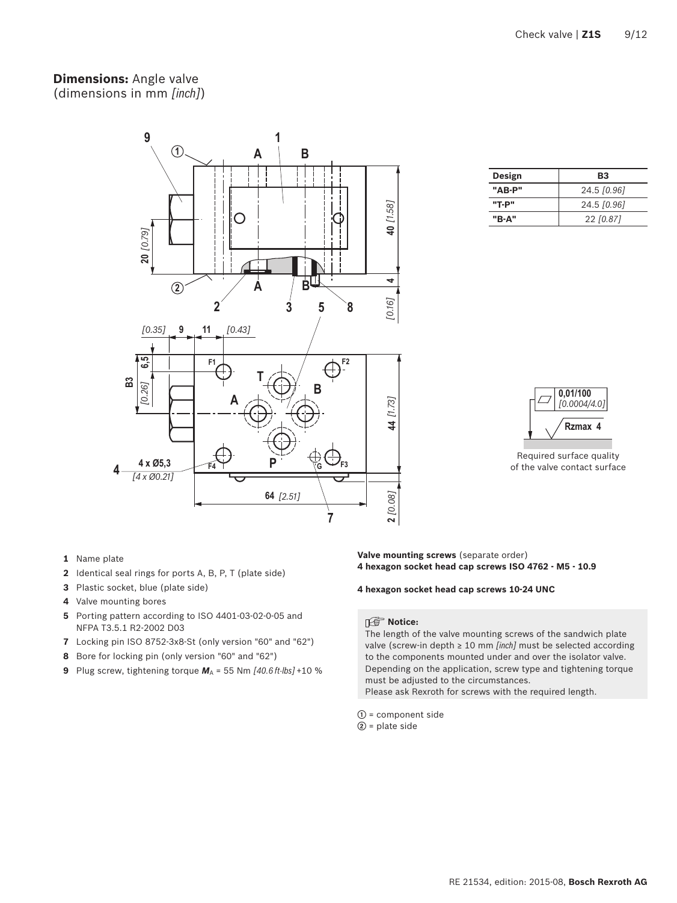**Dimensions:** Angle valve
(dimensions in mm *[inch]*)

| Design | B3 |
| --- | --- |
| "AB-P" | 24.5 *[0.96]* |
| "T-P" | 24.5 *[0.96]* |
| "B-A" | 22 *[0.87]* |

Required surface quality of the valve contact surface

- **1** Name plate
- **2** Identical seal rings for ports A, B, P, T (plate side)
- **3** Plastic socket, blue (plate side)
- **4** Valve mounting bores
- **5** Porting pattern according to ISO 4401-03-02-0-05 and NFPA T3.5.1 R2-2002 D03
- **7** Locking pin ISO 8752-3x8-St (only version "60" and "62")
- **8** Bore for locking pin (only version "60" and "62")
- **9** Plug screw, tightening torque $M_A$ = 55 Nm *[40.6 ft-lbs]* +10 %

**Valve mounting screws** (separate order)
**4 hexagon socket head cap screws ISO 4762 - M5 - 10.9**

**4 hexagon socket head cap screws 10-24 UNC**

**Notice:**
The length of the valve mounting screws of the sandwich plate valve (screw-in depth ≥ 10 mm *[inch]* must be selected according to the components mounted under and over the isolator valve. Depending on the application, screw type and tightening torque must be adjusted to the circumstances.
Please ask Rexroth for screws with the required length.

① = component side
② = plate side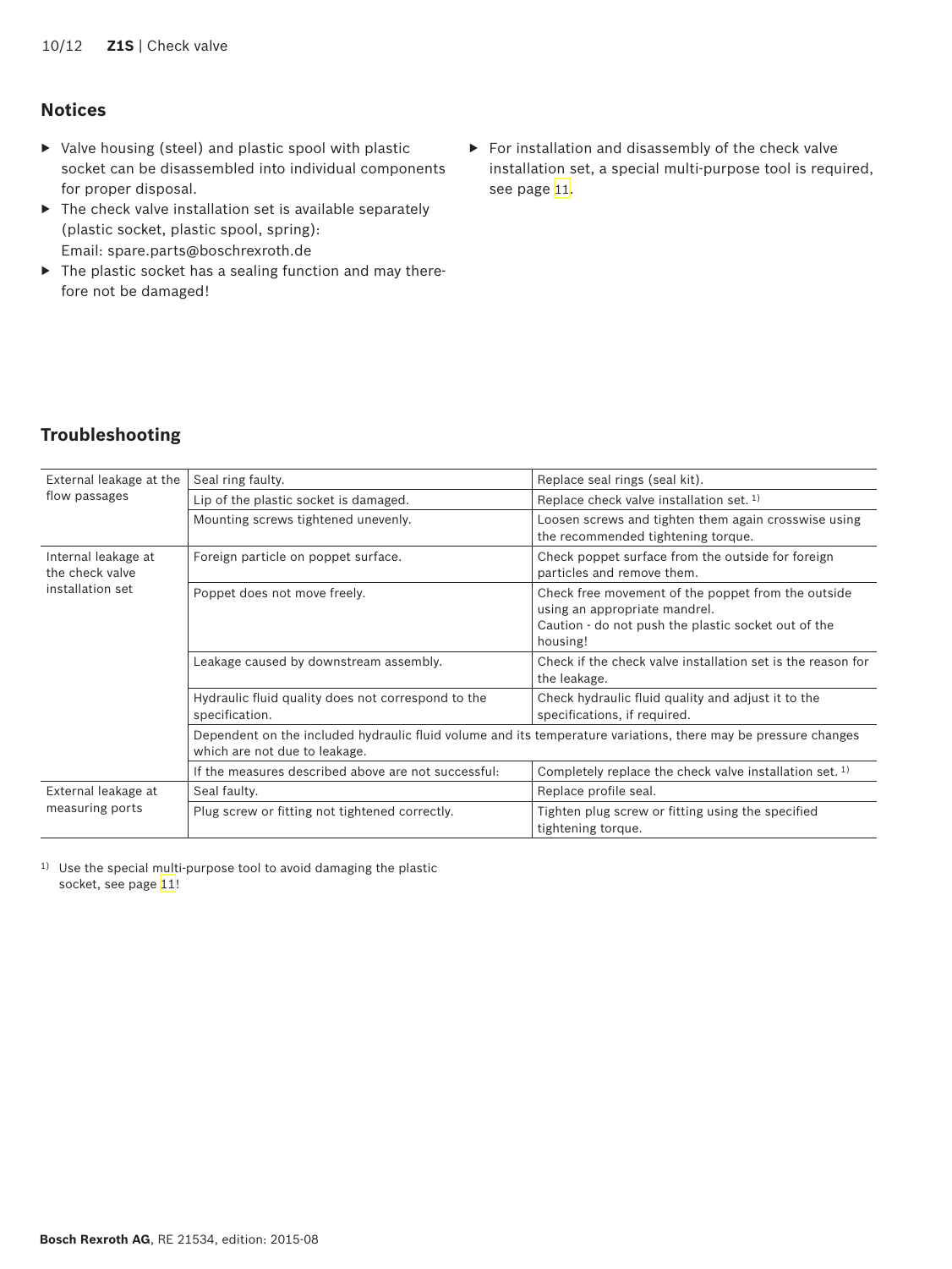## Notices

- Valve housing (steel) and plastic spool with plastic socket can be disassembled into individual components for proper disposal.
- The check valve installation set is available separately (plastic socket, plastic spool, spring): Email: spare.parts@boschrexroth.de
- The plastic socket has a sealing function and may therefore not be damaged!
- For installation and disassembly of the check valve installation set, a special multi-purpose tool is required, see page 11.

## Troubleshooting

| | | |
|---|---|---|
| External leakage at the flow passages | Seal ring faulty. | Replace seal rings (seal kit). |
| | Lip of the plastic socket is damaged. | Replace check valve installation set. [1] |
| | Mounting screws tightened unevenly. | Loosen screws and tighten them again crosswise using the recommended tightening torque. |
| Internal leakage at the check valve installation set | Foreign particle on poppet surface. | Check poppet surface from the outside for foreign particles and remove them. |
| | Poppet does not move freely. | Check free movement of the poppet from the outside using an appropriate mandrel.<br>Caution - do not push the plastic socket out of the housing! |
| | Leakage caused by downstream assembly. | Check if the check valve installation set is the reason for the leakage. |
| | Hydraulic fluid quality does not correspond to the specification. | Check hydraulic fluid quality and adjust it to the specifications, if required. |
| | Dependent on the included hydraulic fluid volume and its temperature variations, there may be pressure changes which are not due to leakage. | |
| | If the measures described above are not successful: | Completely replace the check valve installation set. [1] |
| External leakage at measuring ports | Seal faulty. | Replace profile seal. |
| | Plug screw or fitting not tightened correctly. | Tighten plug screw or fitting using the specified tightening torque. |

[1] Use the special multi-purpose tool to avoid damaging the plastic socket, see page 11!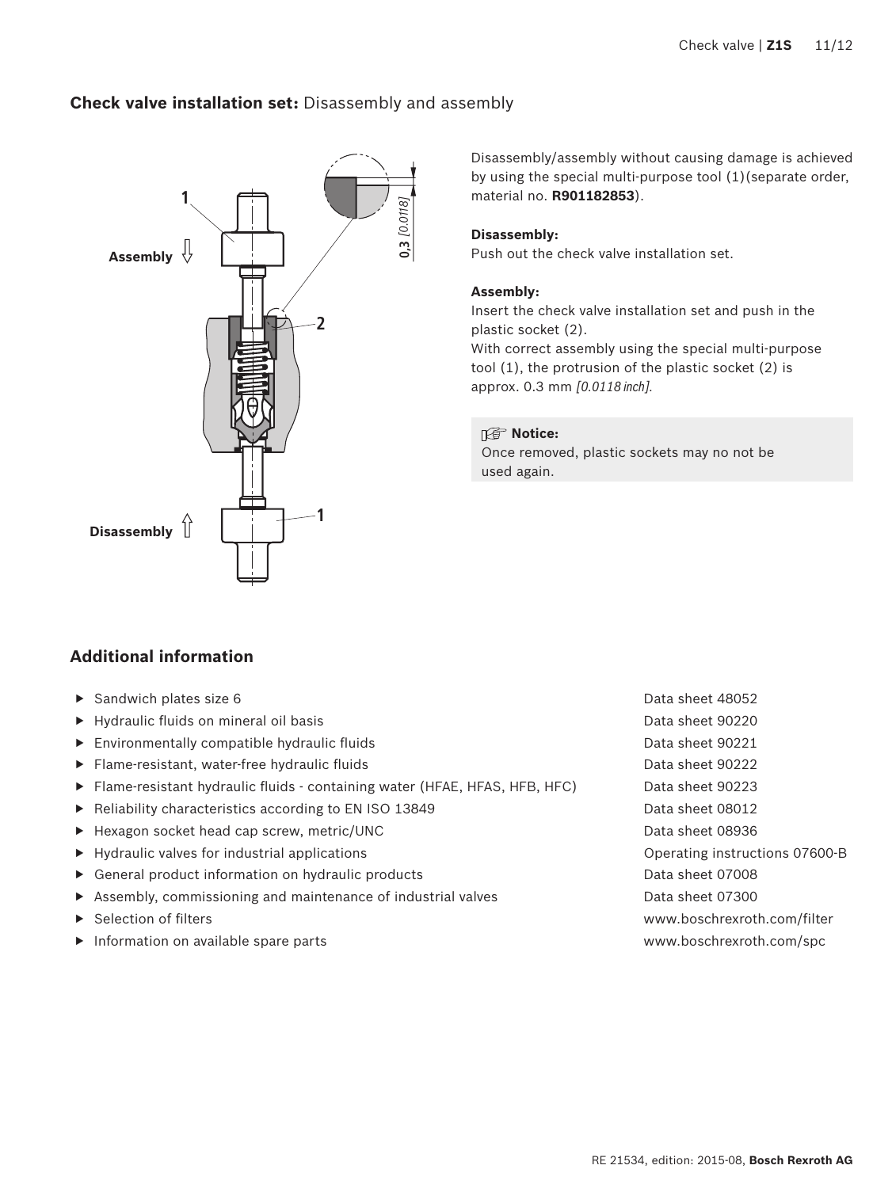## **Check valve installation set:** Disassembly and assembly

Disassembly/assembly without causing damage is achieved by using the special multi-purpose tool (1)(separate order, material no. **R901182853**).

**Disassembly:**
Push out the check valve installation set.

**Assembly:**
Insert the check valve installation set and push in the plastic socket (2).
With correct assembly using the special multi-purpose tool (1), the protrusion of the plastic socket (2) is approx. 0.3 mm *[0.0118 inch]*.

**Notice:**
Once removed, plastic sockets may no not be used again.

## Additional information

| | |
|---|---|
| ▶ Sandwich plates size 6 | Data sheet 48052 |
| ▶ Hydraulic fluids on mineral oil basis | Data sheet 90220 |
| ▶ Environmentally compatible hydraulic fluids | Data sheet 90221 |
| ▶ Flame-resistant, water-free hydraulic fluids | Data sheet 90222 |
| ▶ Flame-resistant hydraulic fluids - containing water (HFAE, HFAS, HFB, HFC) | Data sheet 90223 |
| ▶ Reliability characteristics according to EN ISO 13849 | Data sheet 08012 |
| ▶ Hexagon socket head cap screw, metric/UNC | Data sheet 08936 |
| ▶ Hydraulic valves for industrial applications | Operating instructions 07600-B |
| ▶ General product information on hydraulic products | Data sheet 07008 |
| ▶ Assembly, commissioning and maintenance of industrial valves | Data sheet 07300 |
| ▶ Selection of filters | www.boschrexroth.com/filter |
| ▶ Information on available spare parts | www.boschrexroth.com/spc |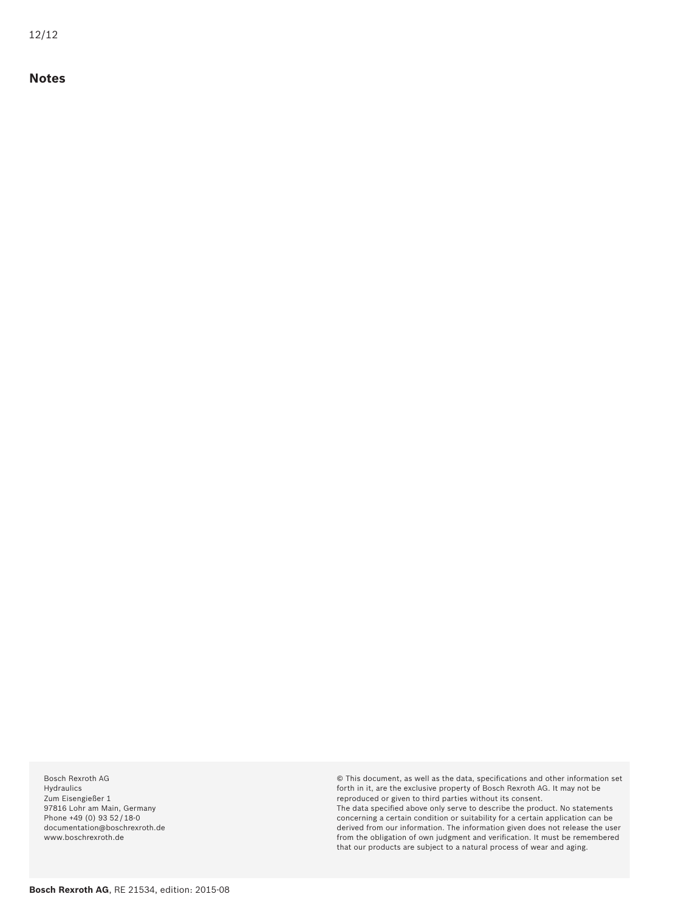## Notes

Bosch Rexroth AG
Hydraulics
Zum Eisengießer 1
97816 Lohr am Main, Germany
Phone +49 (0) 93 52 / 18-0
documentation@boschrexroth.de
www.boschrexroth.de

© This document, as well as the data, specifications and other information set forth in it, are the exclusive property of Bosch Rexroth AG. It may not be reproduced or given to third parties without its consent.
The data specified above only serve to describe the product. No statements concerning a certain condition or suitability for a certain application can be derived from our information. The information given does not release the user from the obligation of own judgment and verification. It must be remembered that our products are subject to a natural process of wear and aging.